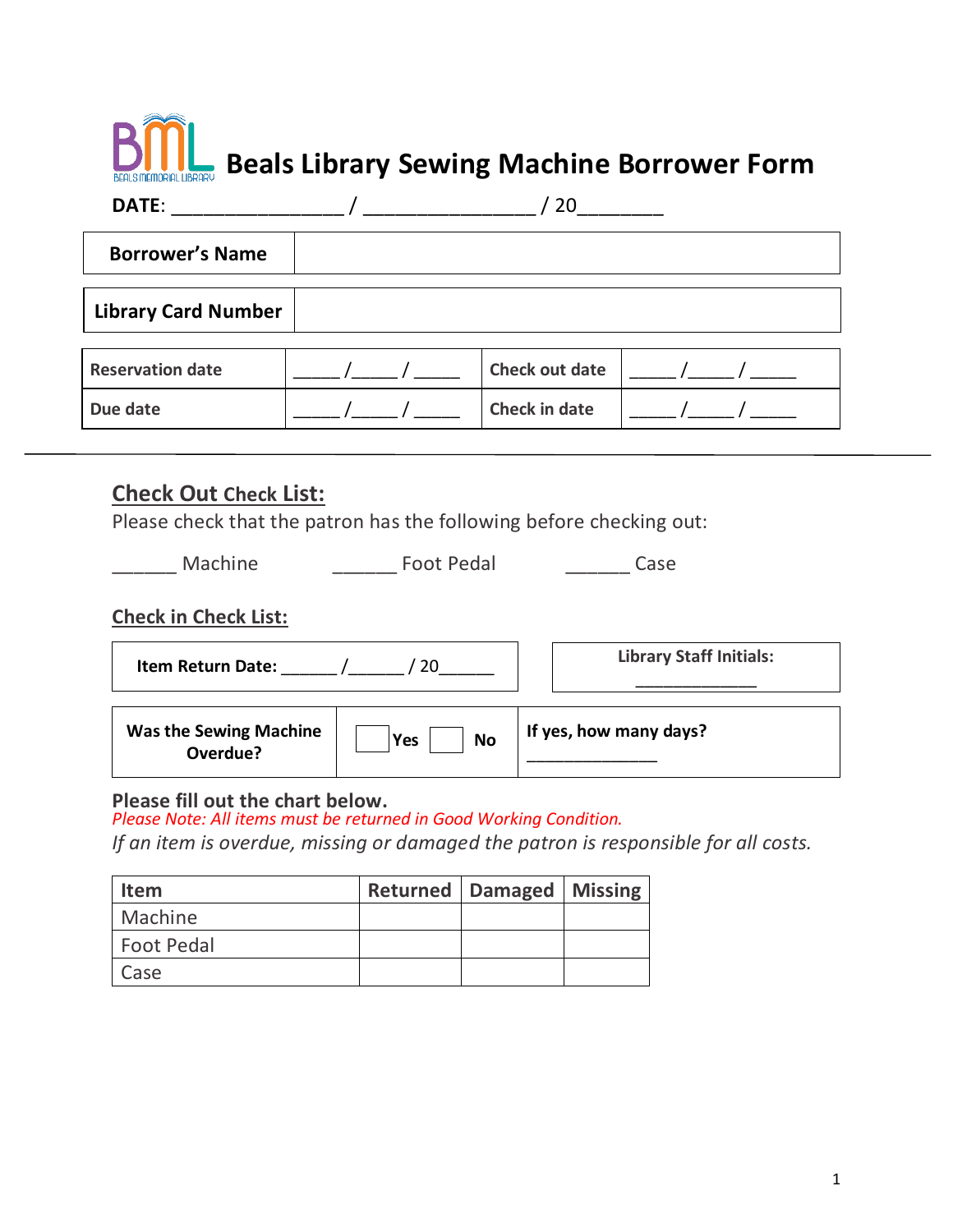# Beals Library Sewing Machine Borrower Form

**DATE**: _______________ / _______________ / 20_______

| **Borrower's Name** | |
|---|---|
| **Library Card Number** | |

| **Reservation date** | _____ /_____ / _____ | **Check out date** | _____ /_____ / _____ |
|---|---|---|---|
| **Due date** | _____ /_____ / _____ | **Check in date** | _____ /_____ / _____ |

---

## Check Out Check List:

Please check that the patron has the following before checking out:

______ Machine ______ Foot Pedal ______ Case

## Check in Check List:

**Item Return Date:** ______ /______ / 20______

**Library Staff Initials:** ____________

| **Was the Sewing Machine Overdue?** | ☐ **Yes** ☐ **No** | **If yes, how many days?** _____________ |
|---|---|---|

**Please fill out the chart below.**

*Please Note: All items must be returned in Good Working Condition.*

*If an item is overdue, missing or damaged the patron is responsible for all costs.*

| Item | Returned | Damaged | Missing |
|---|---|---|---|
| Machine | | | |
| Foot Pedal | | | |
| Case | | | |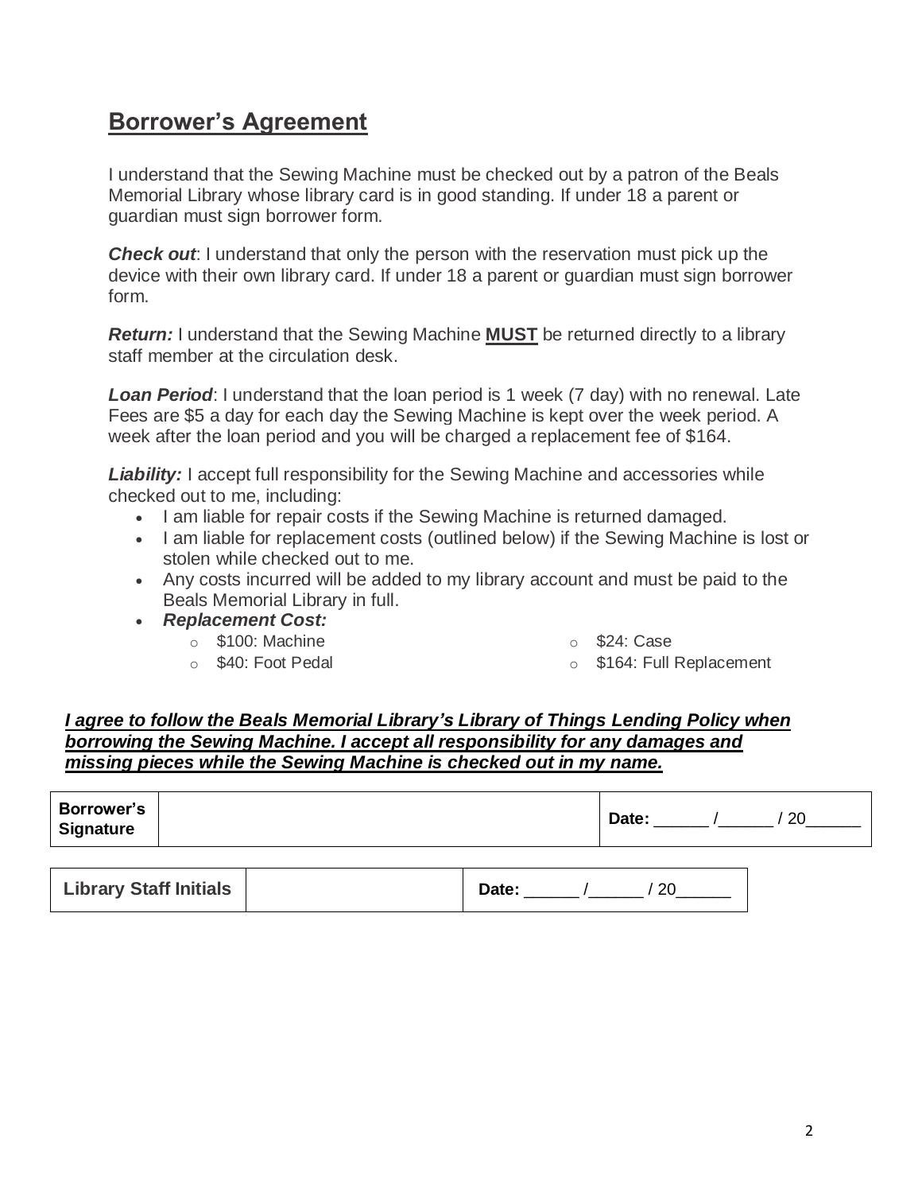## Borrower's Agreement

I understand that the Sewing Machine must be checked out by a patron of the Beals Memorial Library whose library card is in good standing. If under 18 a parent or guardian must sign borrower form.

***Check out***: I understand that only the person with the reservation must pick up the device with their own library card. If under 18 a parent or guardian must sign borrower form.

***Return:*** I understand that the Sewing Machine **MUST** be returned directly to a library staff member at the circulation desk.

***Loan Period***: I understand that the loan period is 1 week (7 day) with no renewal. Late Fees are $5 a day for each day the Sewing Machine is kept over the week period. A week after the loan period and you will be charged a replacement fee of $164.

***Liability:*** I accept full responsibility for the Sewing Machine and accessories while checked out to me, including:

- I am liable for repair costs if the Sewing Machine is returned damaged.
- I am liable for replacement costs (outlined below) if the Sewing Machine is lost or stolen while checked out to me.
- Any costs incurred will be added to my library account and must be paid to the Beals Memorial Library in full.
- ***Replacement Cost:***
  - $100: Machine
  - $40: Foot Pedal
  - $24: Case
  - $164: Full Replacement

***I agree to follow the Beals Memorial Library's Library of Things Lending Policy when borrowing the Sewing Machine. I accept all responsibility for any damages and missing pieces while the Sewing Machine is checked out in my name.***

| | | |
|---|---|---|
| **Borrower's Signature** | | **Date:** ______ /______ / 20______ |

| | | |
|---|---|---|
| **Library Staff Initials** | | **Date:** ______ /______ / 20______ |